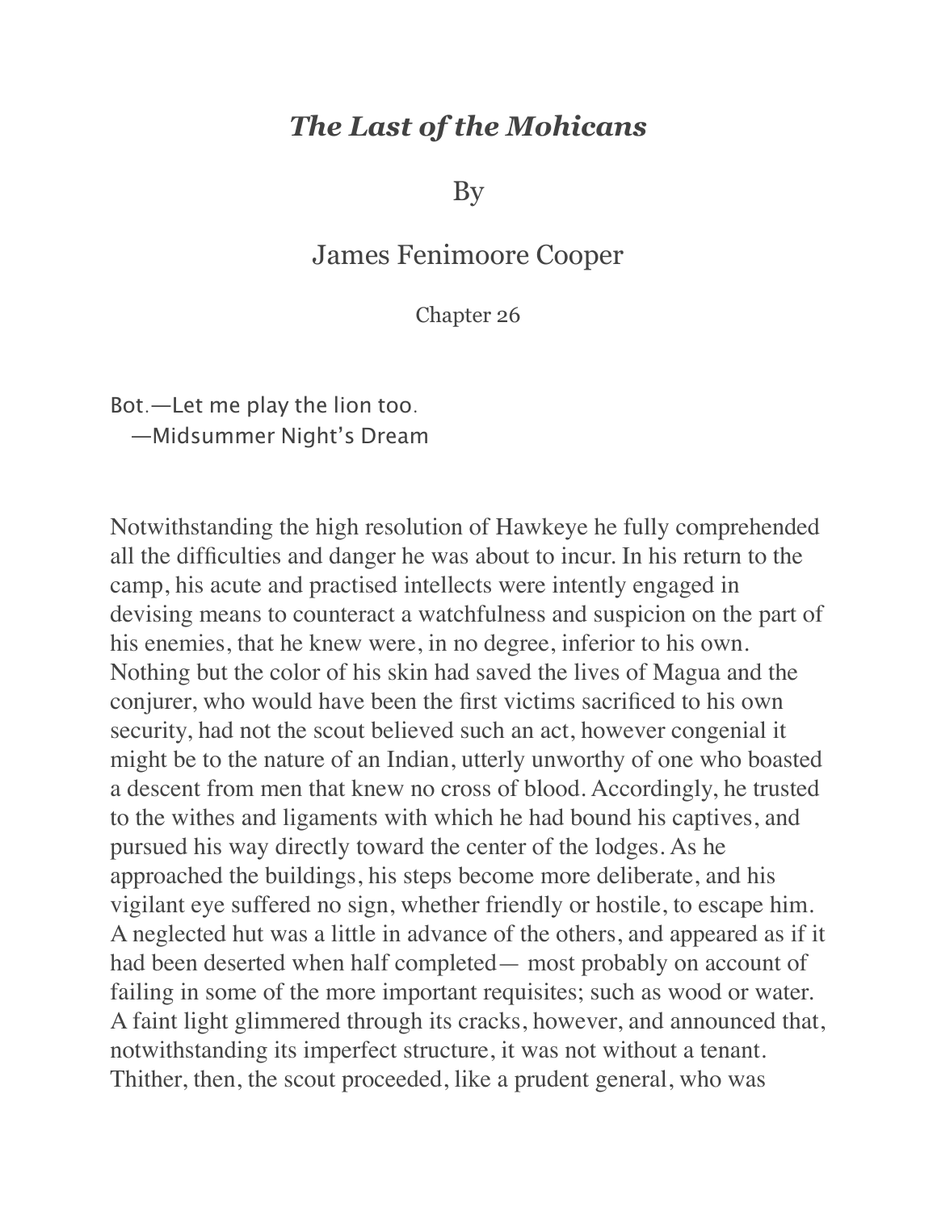# *The Last of the Mohicans*

## By

## James Fenimoore Cooper

### Chapter 26

Bot.—Let me play the lion too.
—Midsummer Night's Dream

Notwithstanding the high resolution of Hawkeye he fully comprehended all the difficulties and danger he was about to incur. In his return to the camp, his acute and practised intellects were intently engaged in devising means to counteract a watchfulness and suspicion on the part of his enemies, that he knew were, in no degree, inferior to his own. Nothing but the color of his skin had saved the lives of Magua and the conjurer, who would have been the first victims sacrificed to his own security, had not the scout believed such an act, however congenial it might be to the nature of an Indian, utterly unworthy of one who boasted a descent from men that knew no cross of blood. Accordingly, he trusted to the withes and ligaments with which he had bound his captives, and pursued his way directly toward the center of the lodges. As he approached the buildings, his steps become more deliberate, and his vigilant eye suffered no sign, whether friendly or hostile, to escape him. A neglected hut was a little in advance of the others, and appeared as if it had been deserted when half completed— most probably on account of failing in some of the more important requisites; such as wood or water. A faint light glimmered through its cracks, however, and announced that, notwithstanding its imperfect structure, it was not without a tenant. Thither, then, the scout proceeded, like a prudent general, who was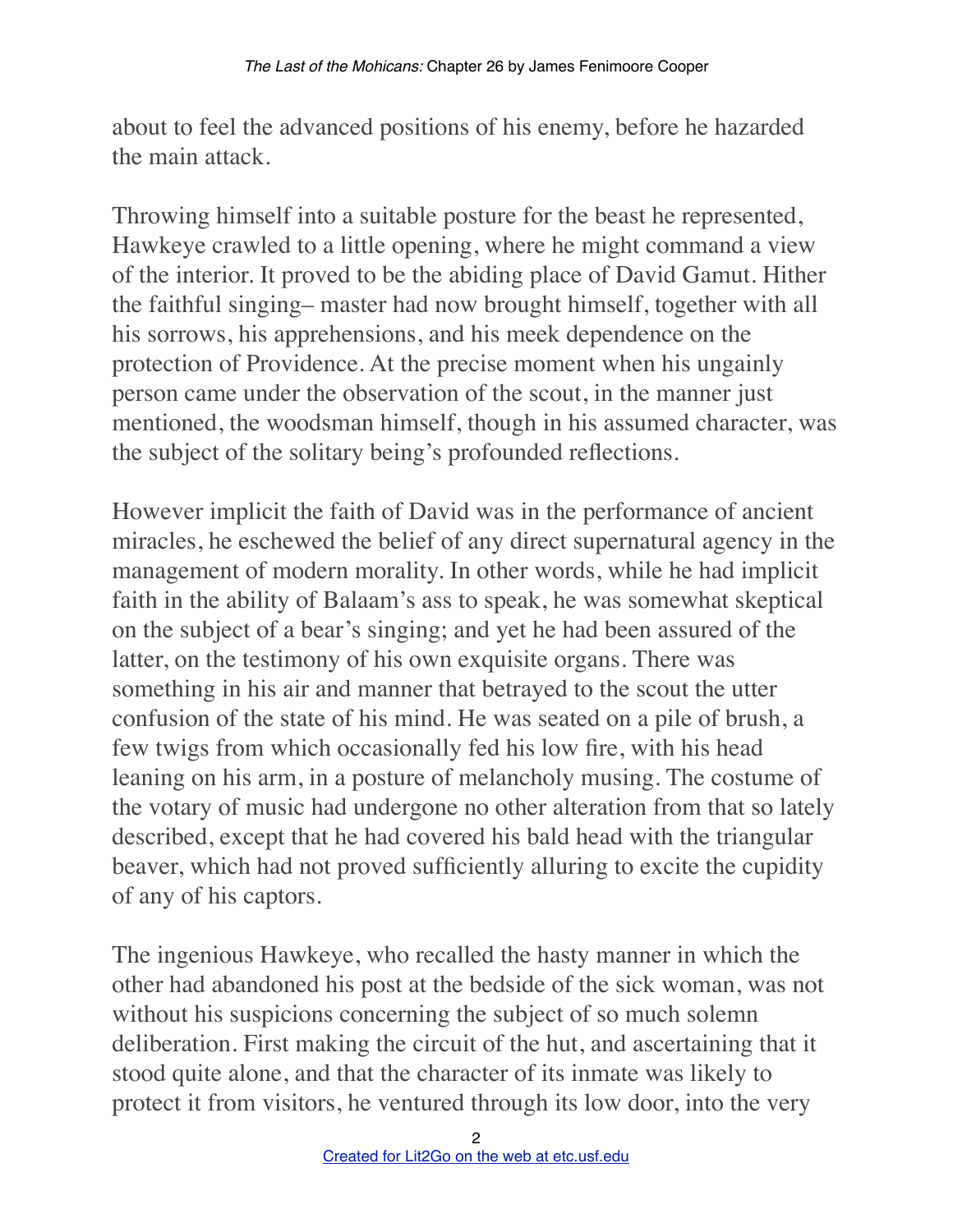about to feel the advanced positions of his enemy, before he hazarded the main attack.

Throwing himself into a suitable posture for the beast he represented, Hawkeye crawled to a little opening, where he might command a view of the interior. It proved to be the abiding place of David Gamut. Hither the faithful singing– master had now brought himself, together with all his sorrows, his apprehensions, and his meek dependence on the protection of Providence. At the precise moment when his ungainly person came under the observation of the scout, in the manner just mentioned, the woodsman himself, though in his assumed character, was the subject of the solitary being's profounded reflections.

However implicit the faith of David was in the performance of ancient miracles, he eschewed the belief of any direct supernatural agency in the management of modern morality. In other words, while he had implicit faith in the ability of Balaam's ass to speak, he was somewhat skeptical on the subject of a bear's singing; and yet he had been assured of the latter, on the testimony of his own exquisite organs. There was something in his air and manner that betrayed to the scout the utter confusion of the state of his mind. He was seated on a pile of brush, a few twigs from which occasionally fed his low fire, with his head leaning on his arm, in a posture of melancholy musing. The costume of the votary of music had undergone no other alteration from that so lately described, except that he had covered his bald head with the triangular beaver, which had not proved sufficiently alluring to excite the cupidity of any of his captors.

The ingenious Hawkeye, who recalled the hasty manner in which the other had abandoned his post at the bedside of the sick woman, was not without his suspicions concerning the subject of so much solemn deliberation. First making the circuit of the hut, and ascertaining that it stood quite alone, and that the character of its inmate was likely to protect it from visitors, he ventured through its low door, into the very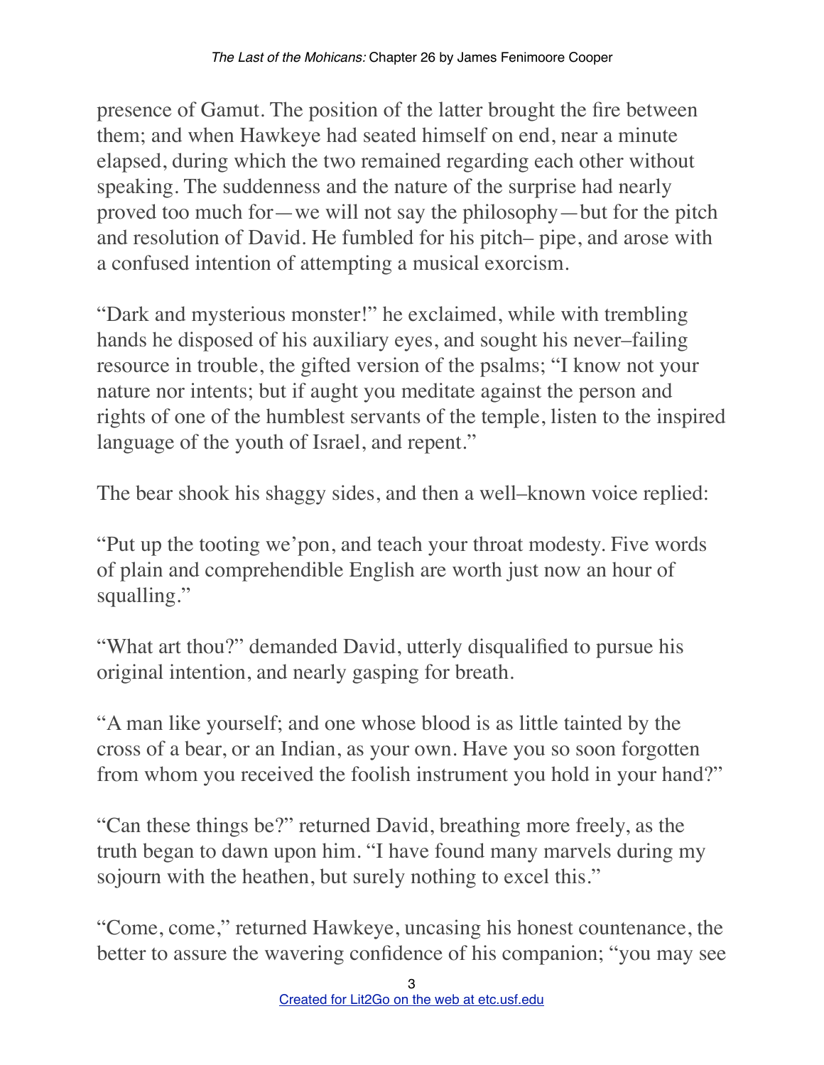presence of Gamut. The position of the latter brought the fire between them; and when Hawkeye had seated himself on end, near a minute elapsed, during which the two remained regarding each other without speaking. The suddenness and the nature of the surprise had nearly proved too much for—we will not say the philosophy—but for the pitch and resolution of David. He fumbled for his pitch– pipe, and arose with a confused intention of attempting a musical exorcism.

"Dark and mysterious monster!" he exclaimed, while with trembling hands he disposed of his auxiliary eyes, and sought his never–failing resource in trouble, the gifted version of the psalms; "I know not your nature nor intents; but if aught you meditate against the person and rights of one of the humblest servants of the temple, listen to the inspired language of the youth of Israel, and repent."

The bear shook his shaggy sides, and then a well–known voice replied:

"Put up the tooting we'pon, and teach your throat modesty. Five words of plain and comprehendible English are worth just now an hour of squalling."

"What art thou?" demanded David, utterly disqualified to pursue his original intention, and nearly gasping for breath.

"A man like yourself; and one whose blood is as little tainted by the cross of a bear, or an Indian, as your own. Have you so soon forgotten from whom you received the foolish instrument you hold in your hand?"

"Can these things be?" returned David, breathing more freely, as the truth began to dawn upon him. "I have found many marvels during my sojourn with the heathen, but surely nothing to excel this."

"Come, come," returned Hawkeye, uncasing his honest countenance, the better to assure the wavering confidence of his companion; "you may see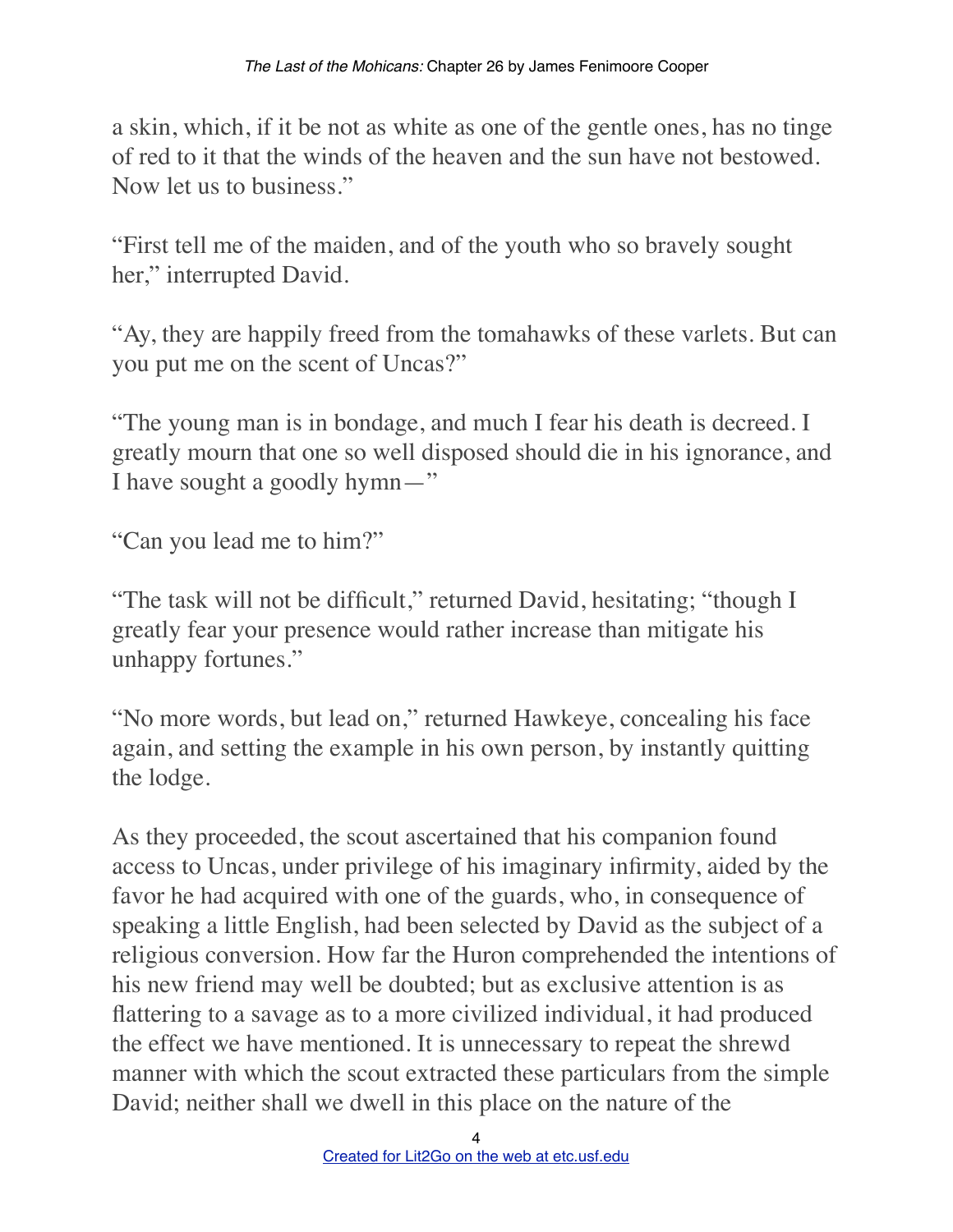a skin, which, if it be not as white as one of the gentle ones, has no tinge of red to it that the winds of the heaven and the sun have not bestowed. Now let us to business."

"First tell me of the maiden, and of the youth who so bravely sought her," interrupted David.

"Ay, they are happily freed from the tomahawks of these varlets. But can you put me on the scent of Uncas?"

"The young man is in bondage, and much I fear his death is decreed. I greatly mourn that one so well disposed should die in his ignorance, and I have sought a goodly hymn—"

"Can you lead me to him?"

"The task will not be difficult," returned David, hesitating; "though I greatly fear your presence would rather increase than mitigate his unhappy fortunes."

"No more words, but lead on," returned Hawkeye, concealing his face again, and setting the example in his own person, by instantly quitting the lodge.

As they proceeded, the scout ascertained that his companion found access to Uncas, under privilege of his imaginary infirmity, aided by the favor he had acquired with one of the guards, who, in consequence of speaking a little English, had been selected by David as the subject of a religious conversion. How far the Huron comprehended the intentions of his new friend may well be doubted; but as exclusive attention is as flattering to a savage as to a more civilized individual, it had produced the effect we have mentioned. It is unnecessary to repeat the shrewd manner with which the scout extracted these particulars from the simple David; neither shall we dwell in this place on the nature of the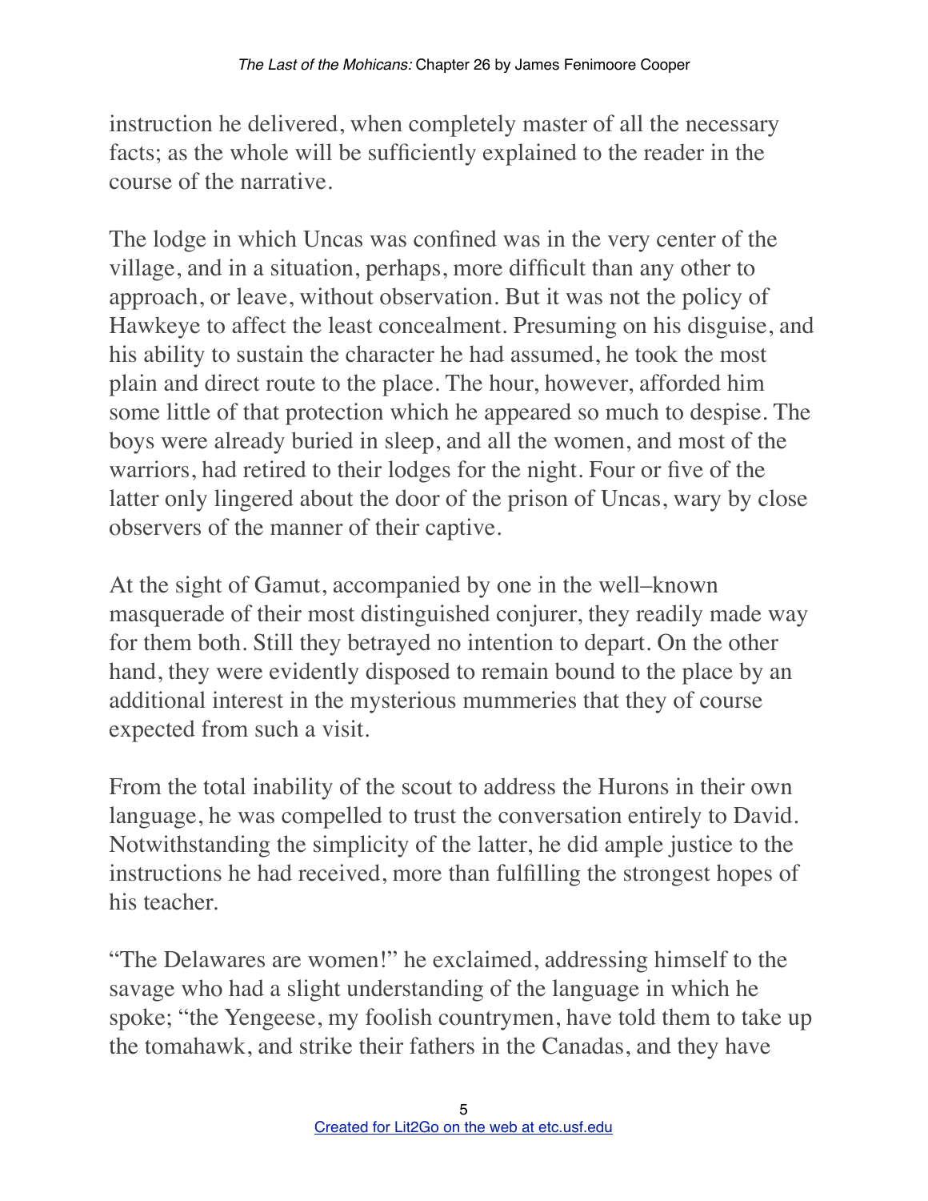instruction he delivered, when completely master of all the necessary facts; as the whole will be sufficiently explained to the reader in the course of the narrative.

The lodge in which Uncas was confined was in the very center of the village, and in a situation, perhaps, more difficult than any other to approach, or leave, without observation. But it was not the policy of Hawkeye to affect the least concealment. Presuming on his disguise, and his ability to sustain the character he had assumed, he took the most plain and direct route to the place. The hour, however, afforded him some little of that protection which he appeared so much to despise. The boys were already buried in sleep, and all the women, and most of the warriors, had retired to their lodges for the night. Four or five of the latter only lingered about the door of the prison of Uncas, wary by close observers of the manner of their captive.

At the sight of Gamut, accompanied by one in the well–known masquerade of their most distinguished conjurer, they readily made way for them both. Still they betrayed no intention to depart. On the other hand, they were evidently disposed to remain bound to the place by an additional interest in the mysterious mummeries that they of course expected from such a visit.

From the total inability of the scout to address the Hurons in their own language, he was compelled to trust the conversation entirely to David. Notwithstanding the simplicity of the latter, he did ample justice to the instructions he had received, more than fulfilling the strongest hopes of his teacher.

"The Delawares are women!" he exclaimed, addressing himself to the savage who had a slight understanding of the language in which he spoke; "the Yengeese, my foolish countrymen, have told them to take up the tomahawk, and strike their fathers in the Canadas, and they have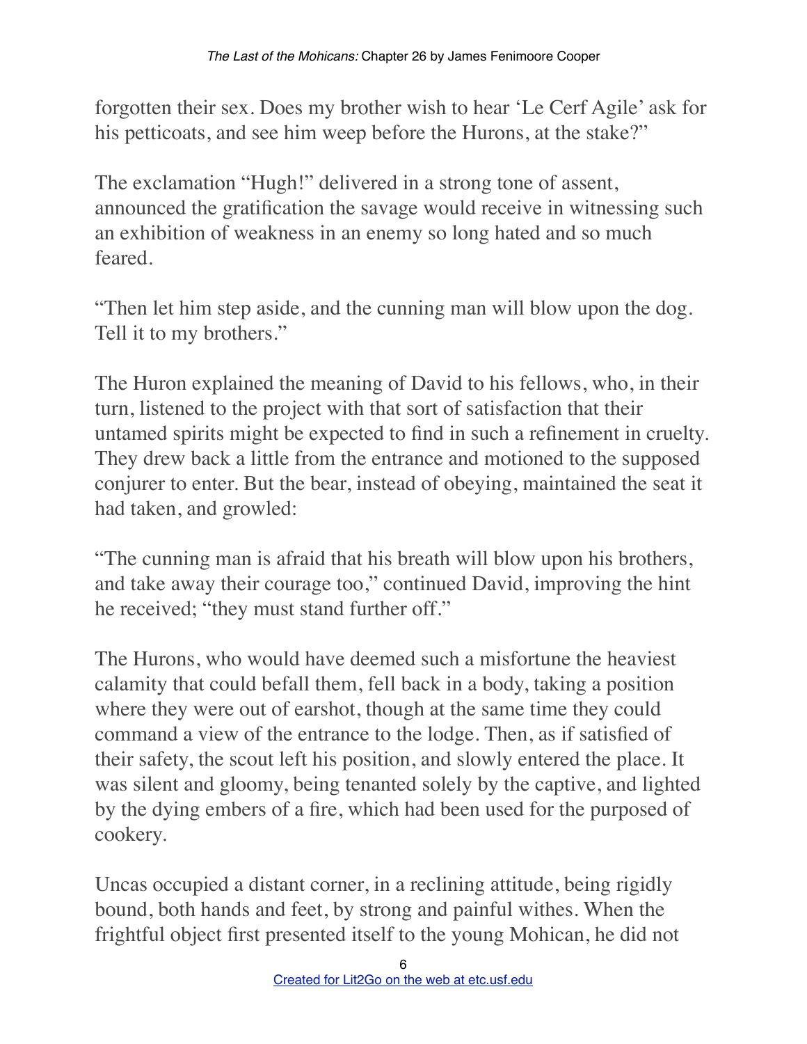forgotten their sex. Does my brother wish to hear 'Le Cerf Agile' ask for his petticoats, and see him weep before the Hurons, at the stake?"

The exclamation "Hugh!" delivered in a strong tone of assent, announced the gratification the savage would receive in witnessing such an exhibition of weakness in an enemy so long hated and so much feared.

"Then let him step aside, and the cunning man will blow upon the dog. Tell it to my brothers."

The Huron explained the meaning of David to his fellows, who, in their turn, listened to the project with that sort of satisfaction that their untamed spirits might be expected to find in such a refinement in cruelty. They drew back a little from the entrance and motioned to the supposed conjurer to enter. But the bear, instead of obeying, maintained the seat it had taken, and growled:

"The cunning man is afraid that his breath will blow upon his brothers, and take away their courage too," continued David, improving the hint he received; "they must stand further off."

The Hurons, who would have deemed such a misfortune the heaviest calamity that could befall them, fell back in a body, taking a position where they were out of earshot, though at the same time they could command a view of the entrance to the lodge. Then, as if satisfied of their safety, the scout left his position, and slowly entered the place. It was silent and gloomy, being tenanted solely by the captive, and lighted by the dying embers of a fire, which had been used for the purposed of cookery.

Uncas occupied a distant corner, in a reclining attitude, being rigidly bound, both hands and feet, by strong and painful withes. When the frightful object first presented itself to the young Mohican, he did not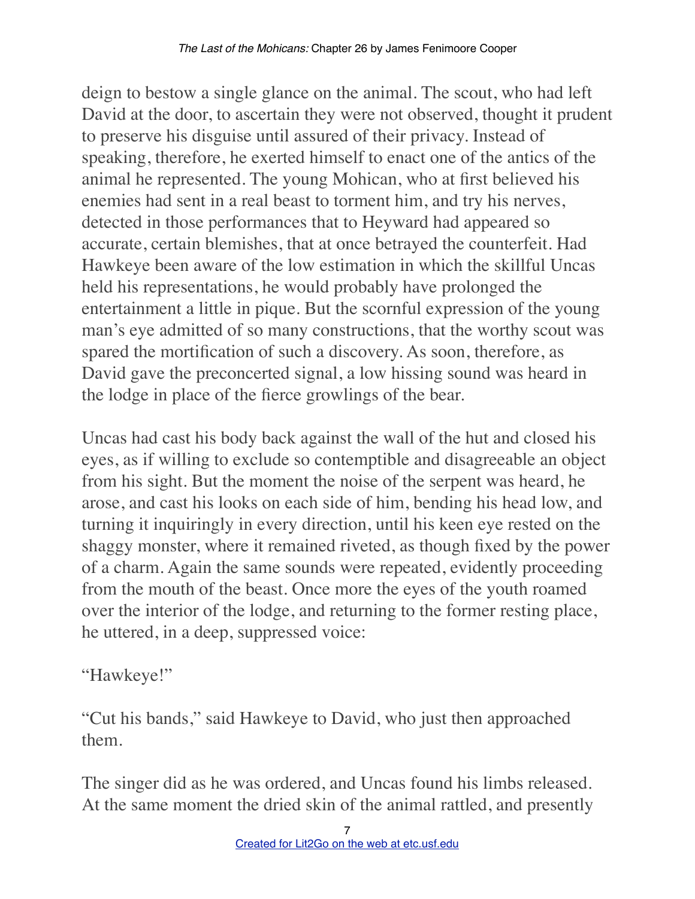deign to bestow a single glance on the animal. The scout, who had left David at the door, to ascertain they were not observed, thought it prudent to preserve his disguise until assured of their privacy. Instead of speaking, therefore, he exerted himself to enact one of the antics of the animal he represented. The young Mohican, who at first believed his enemies had sent in a real beast to torment him, and try his nerves, detected in those performances that to Heyward had appeared so accurate, certain blemishes, that at once betrayed the counterfeit. Had Hawkeye been aware of the low estimation in which the skillful Uncas held his representations, he would probably have prolonged the entertainment a little in pique. But the scornful expression of the young man's eye admitted of so many constructions, that the worthy scout was spared the mortification of such a discovery. As soon, therefore, as David gave the preconcerted signal, a low hissing sound was heard in the lodge in place of the fierce growlings of the bear.

Uncas had cast his body back against the wall of the hut and closed his eyes, as if willing to exclude so contemptible and disagreeable an object from his sight. But the moment the noise of the serpent was heard, he arose, and cast his looks on each side of him, bending his head low, and turning it inquiringly in every direction, until his keen eye rested on the shaggy monster, where it remained riveted, as though fixed by the power of a charm. Again the same sounds were repeated, evidently proceeding from the mouth of the beast. Once more the eyes of the youth roamed over the interior of the lodge, and returning to the former resting place, he uttered, in a deep, suppressed voice:

"Hawkeye!"

"Cut his bands," said Hawkeye to David, who just then approached them.

The singer did as he was ordered, and Uncas found his limbs released. At the same moment the dried skin of the animal rattled, and presently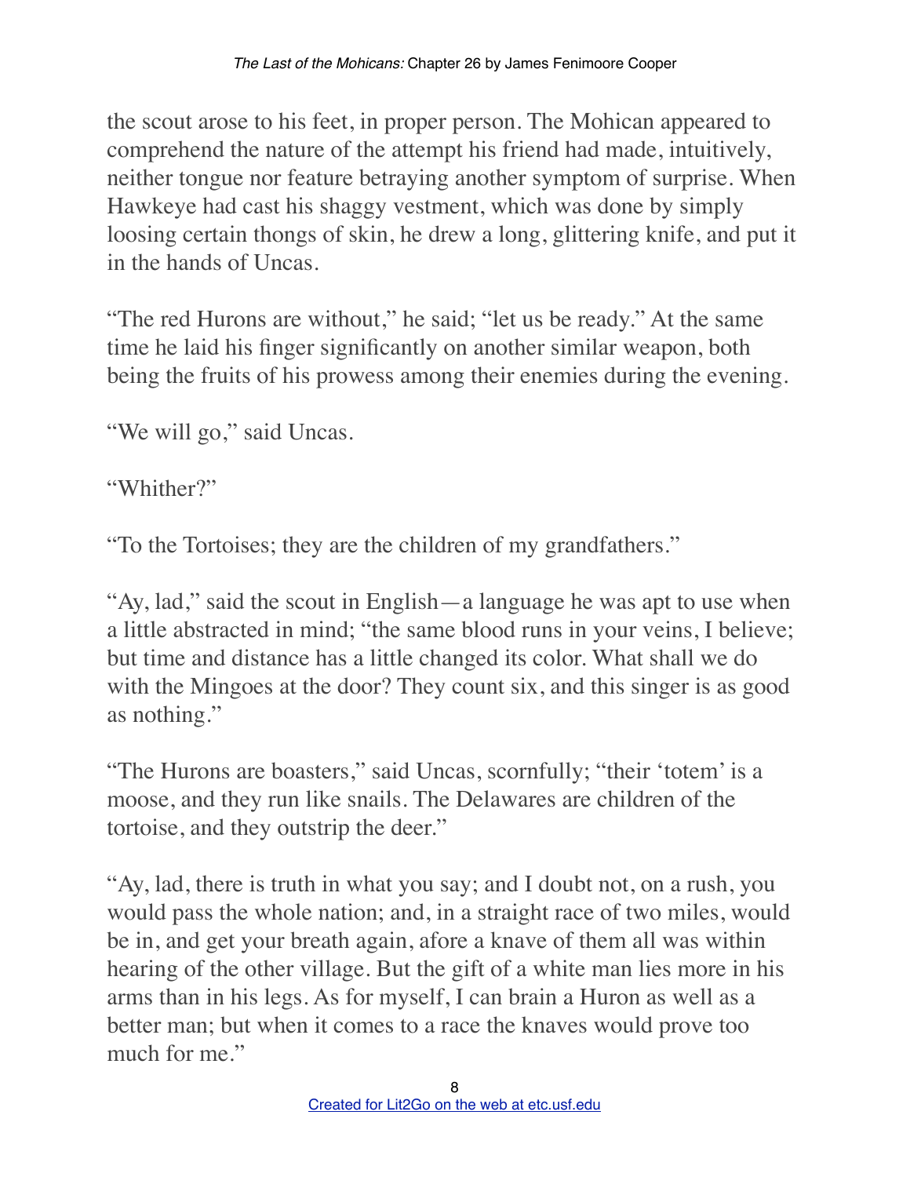the scout arose to his feet, in proper person. The Mohican appeared to comprehend the nature of the attempt his friend had made, intuitively, neither tongue nor feature betraying another symptom of surprise. When Hawkeye had cast his shaggy vestment, which was done by simply loosing certain thongs of skin, he drew a long, glittering knife, and put it in the hands of Uncas.

"The red Hurons are without," he said; "let us be ready." At the same time he laid his finger significantly on another similar weapon, both being the fruits of his prowess among their enemies during the evening.

"We will go," said Uncas.

"Whither?"

"To the Tortoises; they are the children of my grandfathers."

"Ay, lad," said the scout in English—a language he was apt to use when a little abstracted in mind; "the same blood runs in your veins, I believe; but time and distance has a little changed its color. What shall we do with the Mingoes at the door? They count six, and this singer is as good as nothing."

"The Hurons are boasters," said Uncas, scornfully; "their 'totem' is a moose, and they run like snails. The Delawares are children of the tortoise, and they outstrip the deer."

"Ay, lad, there is truth in what you say; and I doubt not, on a rush, you would pass the whole nation; and, in a straight race of two miles, would be in, and get your breath again, afore a knave of them all was within hearing of the other village. But the gift of a white man lies more in his arms than in his legs. As for myself, I can brain a Huron as well as a better man; but when it comes to a race the knaves would prove too much for me."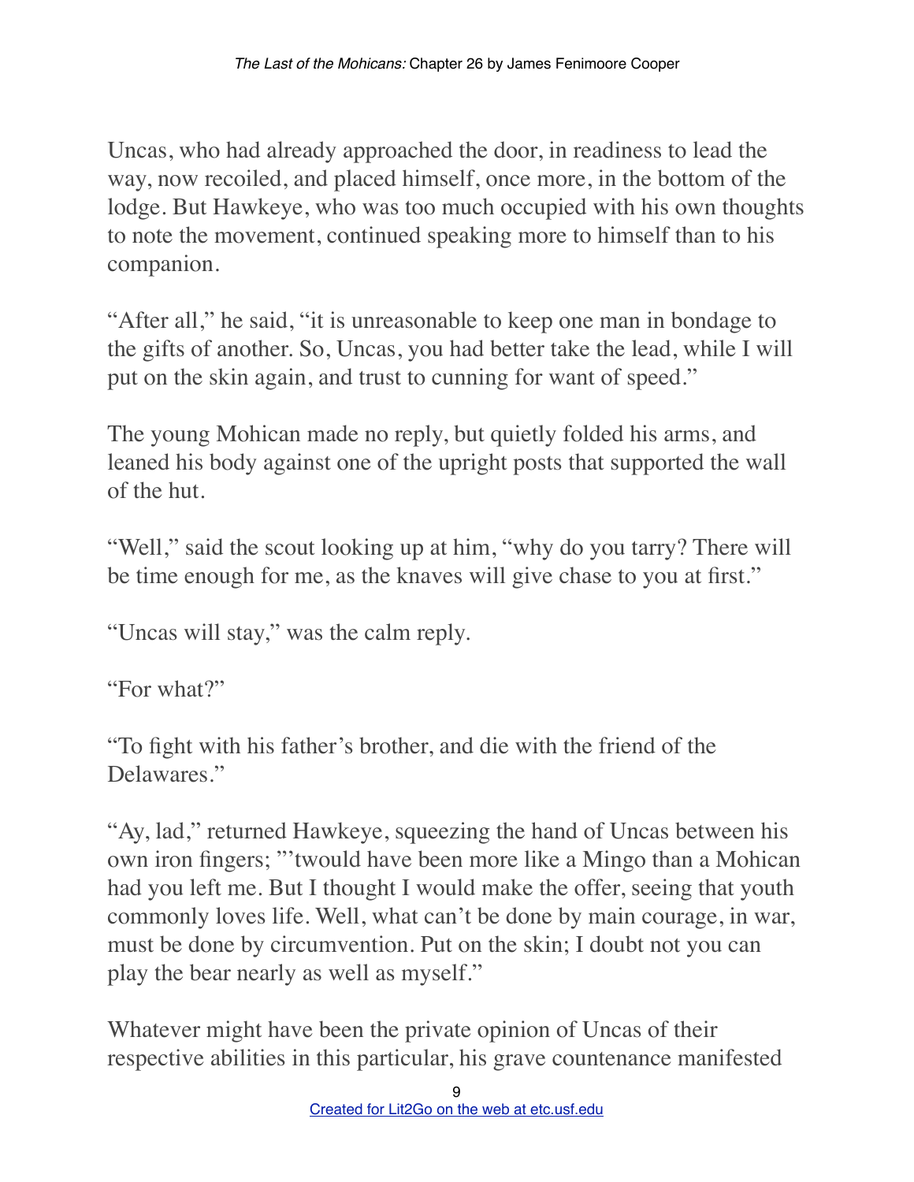Uncas, who had already approached the door, in readiness to lead the way, now recoiled, and placed himself, once more, in the bottom of the lodge. But Hawkeye, who was too much occupied with his own thoughts to note the movement, continued speaking more to himself than to his companion.

"After all," he said, "it is unreasonable to keep one man in bondage to the gifts of another. So, Uncas, you had better take the lead, while I will put on the skin again, and trust to cunning for want of speed."

The young Mohican made no reply, but quietly folded his arms, and leaned his body against one of the upright posts that supported the wall of the hut.

"Well," said the scout looking up at him, "why do you tarry? There will be time enough for me, as the knaves will give chase to you at first."

"Uncas will stay," was the calm reply.

"For what?"

"To fight with his father's brother, and die with the friend of the Delawares."

"Ay, lad," returned Hawkeye, squeezing the hand of Uncas between his own iron fingers; "'twould have been more like a Mingo than a Mohican had you left me. But I thought I would make the offer, seeing that youth commonly loves life. Well, what can't be done by main courage, in war, must be done by circumvention. Put on the skin; I doubt not you can play the bear nearly as well as myself."

Whatever might have been the private opinion of Uncas of their respective abilities in this particular, his grave countenance manifested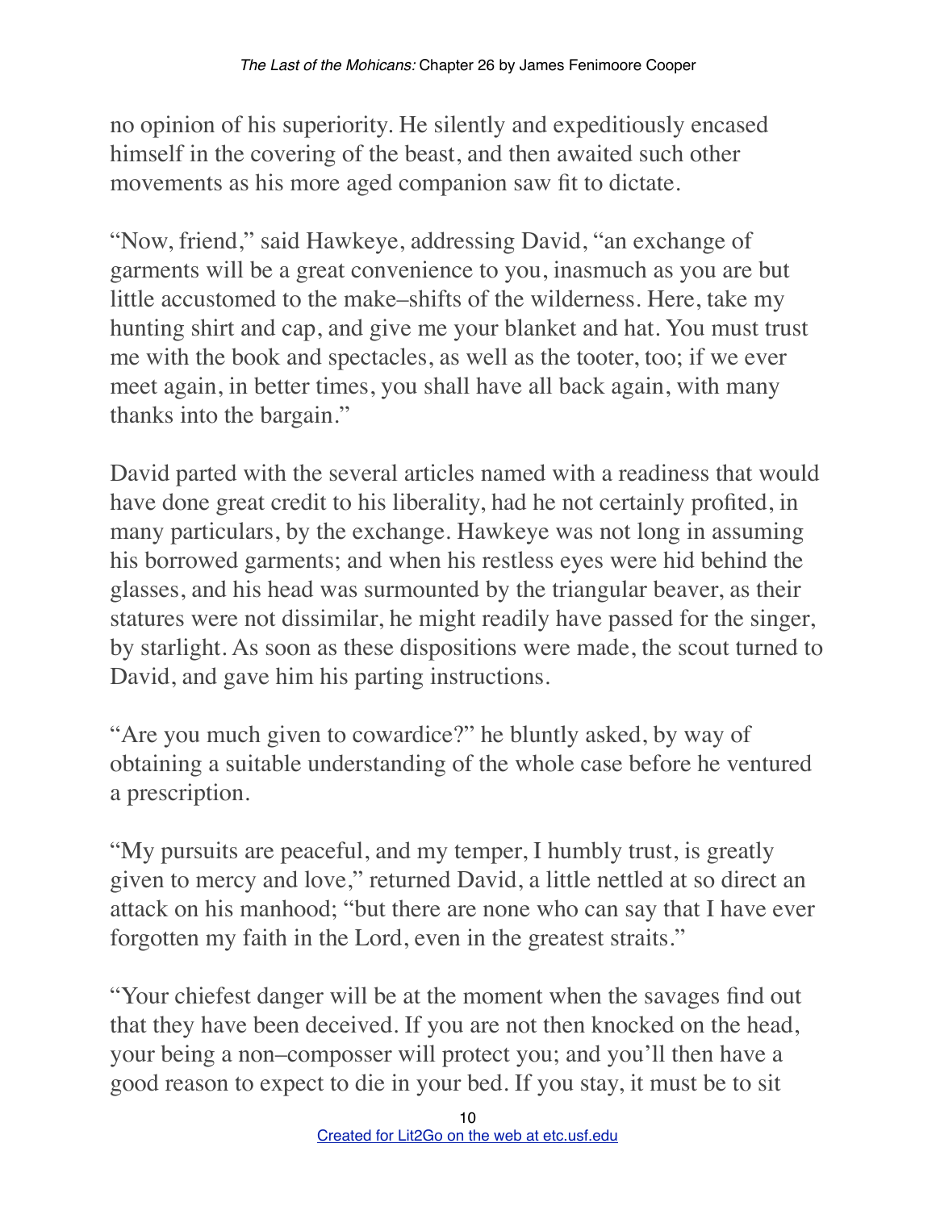no opinion of his superiority. He silently and expeditiously encased himself in the covering of the beast, and then awaited such other movements as his more aged companion saw fit to dictate.

"Now, friend," said Hawkeye, addressing David, "an exchange of garments will be a great convenience to you, inasmuch as you are but little accustomed to the make–shifts of the wilderness. Here, take my hunting shirt and cap, and give me your blanket and hat. You must trust me with the book and spectacles, as well as the tooter, too; if we ever meet again, in better times, you shall have all back again, with many thanks into the bargain."

David parted with the several articles named with a readiness that would have done great credit to his liberality, had he not certainly profited, in many particulars, by the exchange. Hawkeye was not long in assuming his borrowed garments; and when his restless eyes were hid behind the glasses, and his head was surmounted by the triangular beaver, as their statures were not dissimilar, he might readily have passed for the singer, by starlight. As soon as these dispositions were made, the scout turned to David, and gave him his parting instructions.

"Are you much given to cowardice?" he bluntly asked, by way of obtaining a suitable understanding of the whole case before he ventured a prescription.

"My pursuits are peaceful, and my temper, I humbly trust, is greatly given to mercy and love," returned David, a little nettled at so direct an attack on his manhood; "but there are none who can say that I have ever forgotten my faith in the Lord, even in the greatest straits."

"Your chiefest danger will be at the moment when the savages find out that they have been deceived. If you are not then knocked on the head, your being a non–composser will protect you; and you'll then have a good reason to expect to die in your bed. If you stay, it must be to sit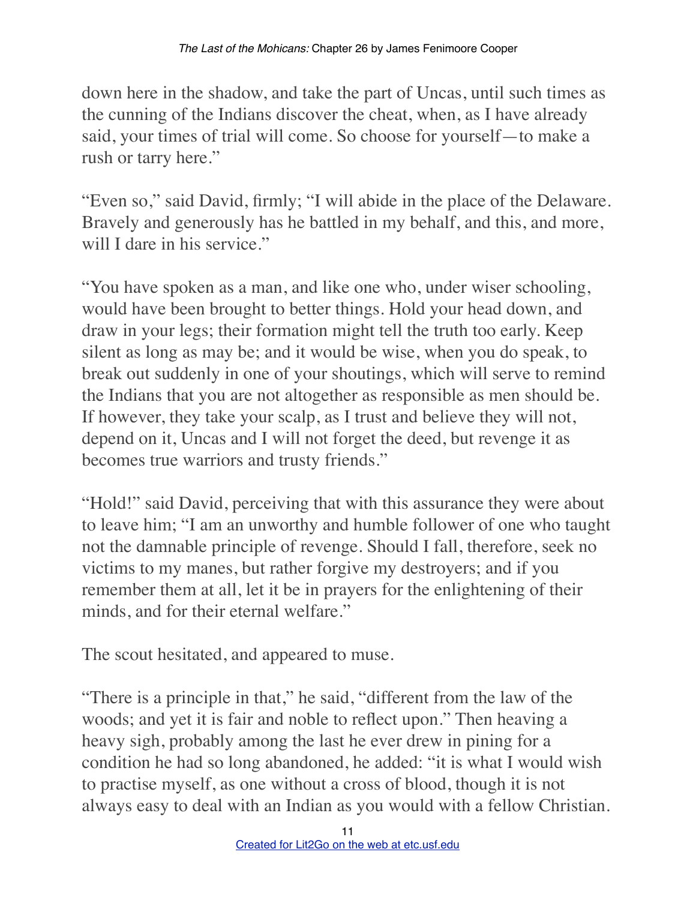down here in the shadow, and take the part of Uncas, until such times as the cunning of the Indians discover the cheat, when, as I have already said, your times of trial will come. So choose for yourself—to make a rush or tarry here."

"Even so," said David, firmly; "I will abide in the place of the Delaware. Bravely and generously has he battled in my behalf, and this, and more, will I dare in his service."

"You have spoken as a man, and like one who, under wiser schooling, would have been brought to better things. Hold your head down, and draw in your legs; their formation might tell the truth too early. Keep silent as long as may be; and it would be wise, when you do speak, to break out suddenly in one of your shoutings, which will serve to remind the Indians that you are not altogether as responsible as men should be. If however, they take your scalp, as I trust and believe they will not, depend on it, Uncas and I will not forget the deed, but revenge it as becomes true warriors and trusty friends."

"Hold!" said David, perceiving that with this assurance they were about to leave him; "I am an unworthy and humble follower of one who taught not the damnable principle of revenge. Should I fall, therefore, seek no victims to my manes, but rather forgive my destroyers; and if you remember them at all, let it be in prayers for the enlightening of their minds, and for their eternal welfare."

The scout hesitated, and appeared to muse.

"There is a principle in that," he said, "different from the law of the woods; and yet it is fair and noble to reflect upon." Then heaving a heavy sigh, probably among the last he ever drew in pining for a condition he had so long abandoned, he added: "it is what I would wish to practise myself, as one without a cross of blood, though it is not always easy to deal with an Indian as you would with a fellow Christian.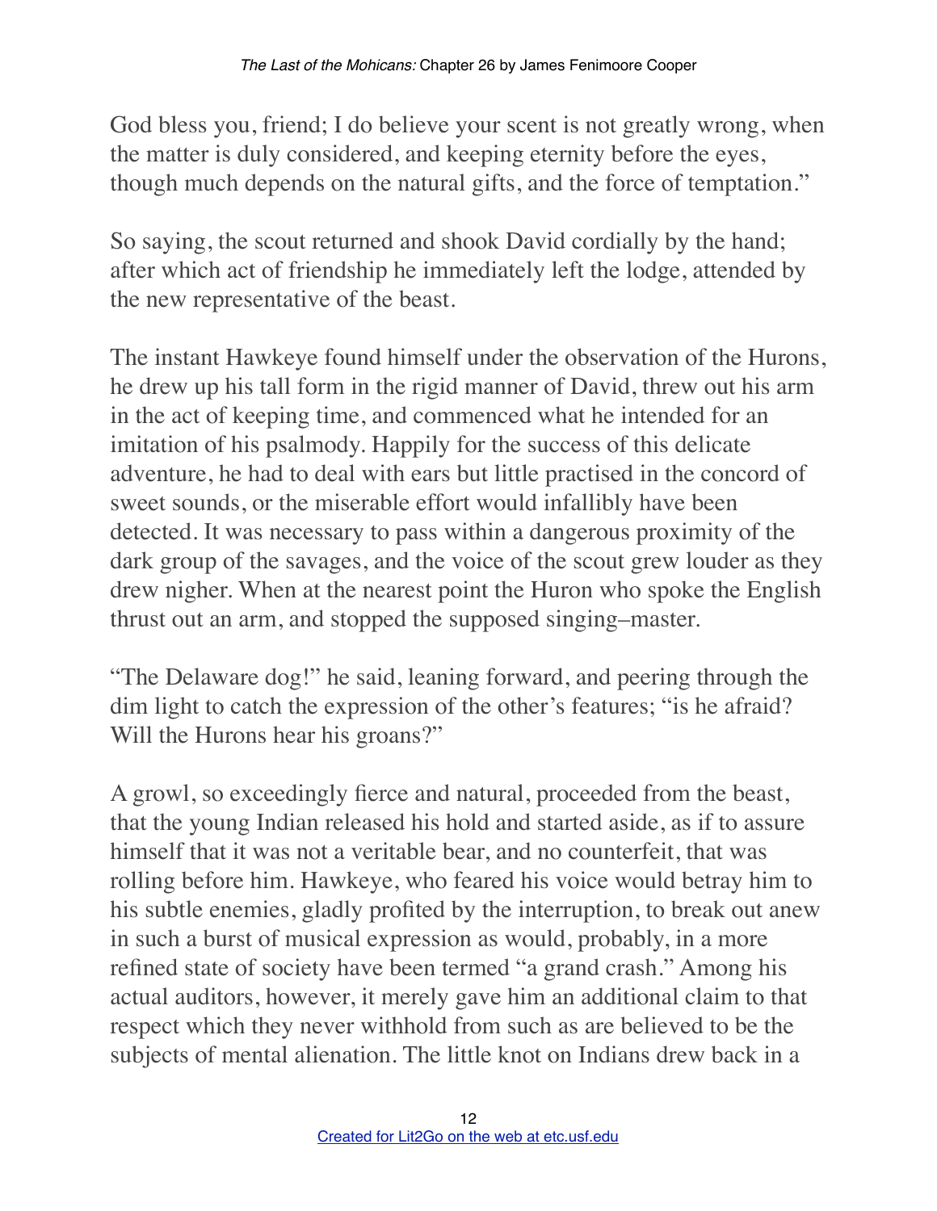God bless you, friend; I do believe your scent is not greatly wrong, when the matter is duly considered, and keeping eternity before the eyes, though much depends on the natural gifts, and the force of temptation."

So saying, the scout returned and shook David cordially by the hand; after which act of friendship he immediately left the lodge, attended by the new representative of the beast.

The instant Hawkeye found himself under the observation of the Hurons, he drew up his tall form in the rigid manner of David, threw out his arm in the act of keeping time, and commenced what he intended for an imitation of his psalmody. Happily for the success of this delicate adventure, he had to deal with ears but little practised in the concord of sweet sounds, or the miserable effort would infallibly have been detected. It was necessary to pass within a dangerous proximity of the dark group of the savages, and the voice of the scout grew louder as they drew nigher. When at the nearest point the Huron who spoke the English thrust out an arm, and stopped the supposed singing–master.

"The Delaware dog!" he said, leaning forward, and peering through the dim light to catch the expression of the other's features; "is he afraid? Will the Hurons hear his groans?"

A growl, so exceedingly fierce and natural, proceeded from the beast, that the young Indian released his hold and started aside, as if to assure himself that it was not a veritable bear, and no counterfeit, that was rolling before him. Hawkeye, who feared his voice would betray him to his subtle enemies, gladly profited by the interruption, to break out anew in such a burst of musical expression as would, probably, in a more refined state of society have been termed "a grand crash." Among his actual auditors, however, it merely gave him an additional claim to that respect which they never withhold from such as are believed to be the subjects of mental alienation. The little knot on Indians drew back in a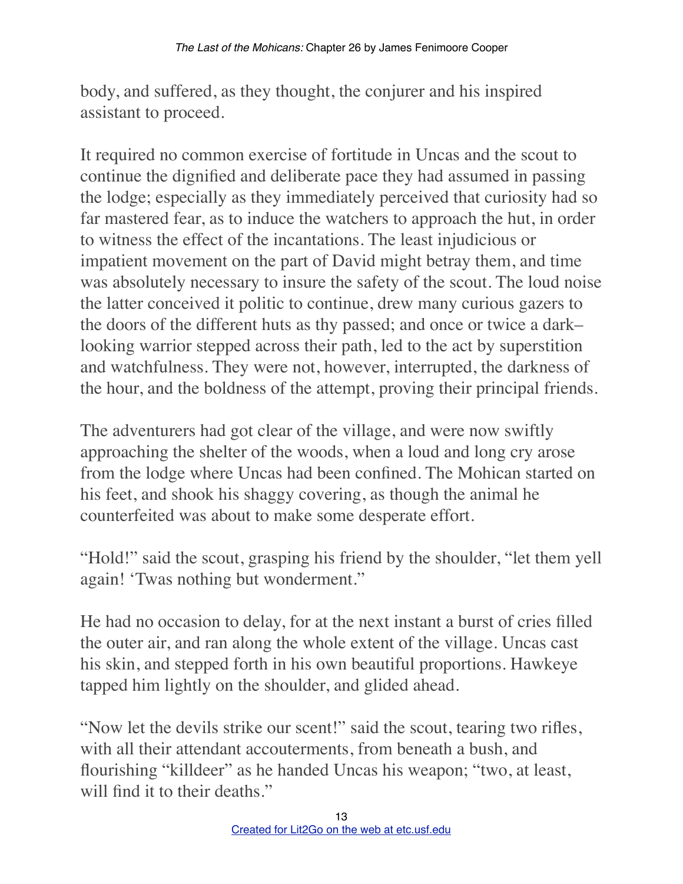body, and suffered, as they thought, the conjurer and his inspired assistant to proceed.

It required no common exercise of fortitude in Uncas and the scout to continue the dignified and deliberate pace they had assumed in passing the lodge; especially as they immediately perceived that curiosity had so far mastered fear, as to induce the watchers to approach the hut, in order to witness the effect of the incantations. The least injudicious or impatient movement on the part of David might betray them, and time was absolutely necessary to insure the safety of the scout. The loud noise the latter conceived it politic to continue, drew many curious gazers to the doors of the different huts as thy passed; and once or twice a dark–looking warrior stepped across their path, led to the act by superstition and watchfulness. They were not, however, interrupted, the darkness of the hour, and the boldness of the attempt, proving their principal friends.

The adventurers had got clear of the village, and were now swiftly approaching the shelter of the woods, when a loud and long cry arose from the lodge where Uncas had been confined. The Mohican started on his feet, and shook his shaggy covering, as though the animal he counterfeited was about to make some desperate effort.

"Hold!" said the scout, grasping his friend by the shoulder, "let them yell again! 'Twas nothing but wonderment."

He had no occasion to delay, for at the next instant a burst of cries filled the outer air, and ran along the whole extent of the village. Uncas cast his skin, and stepped forth in his own beautiful proportions. Hawkeye tapped him lightly on the shoulder, and glided ahead.

"Now let the devils strike our scent!" said the scout, tearing two rifles, with all their attendant accouterments, from beneath a bush, and flourishing "killdeer" as he handed Uncas his weapon; "two, at least, will find it to their deaths."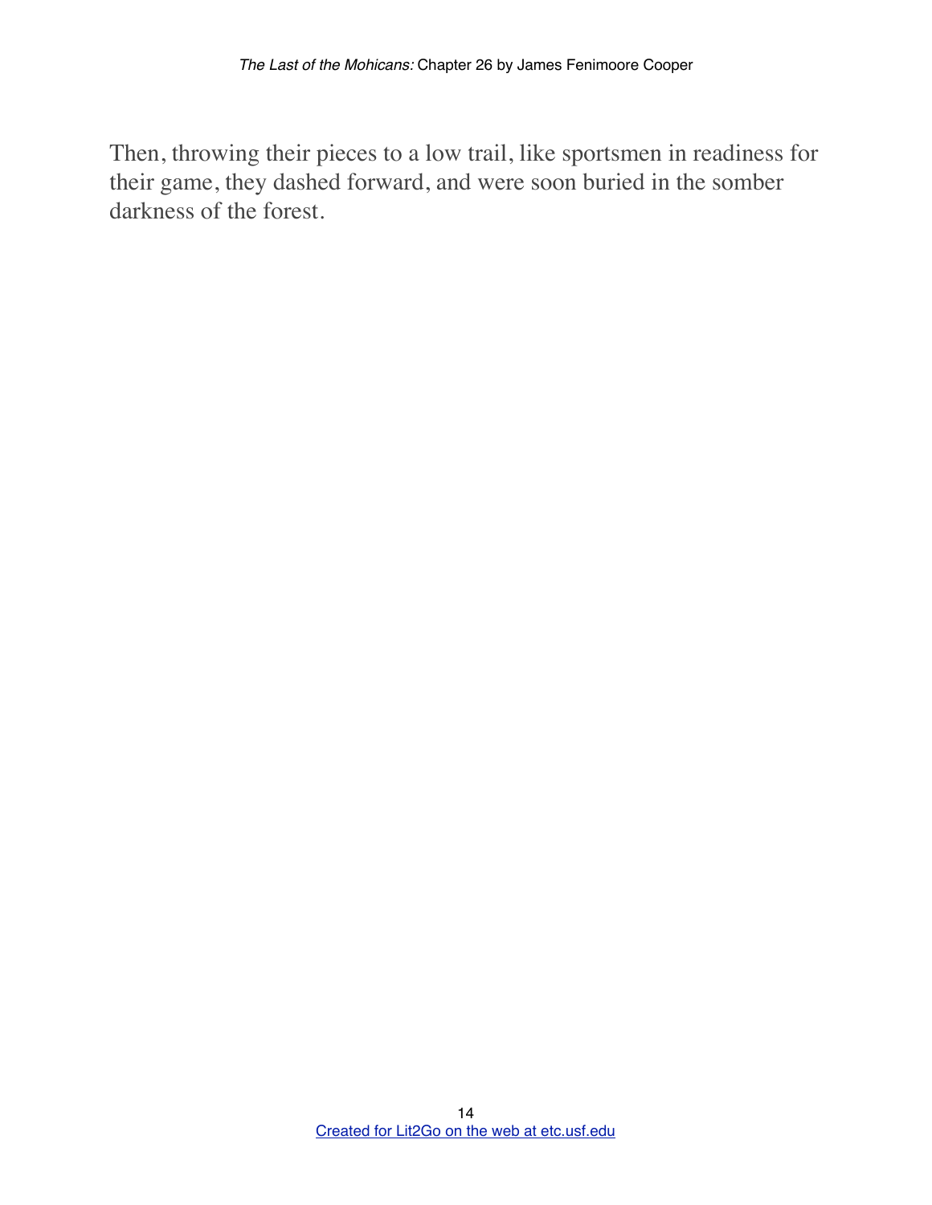Then, throwing their pieces to a low trail, like sportsmen in readiness for their game, they dashed forward, and were soon buried in the somber darkness of the forest.